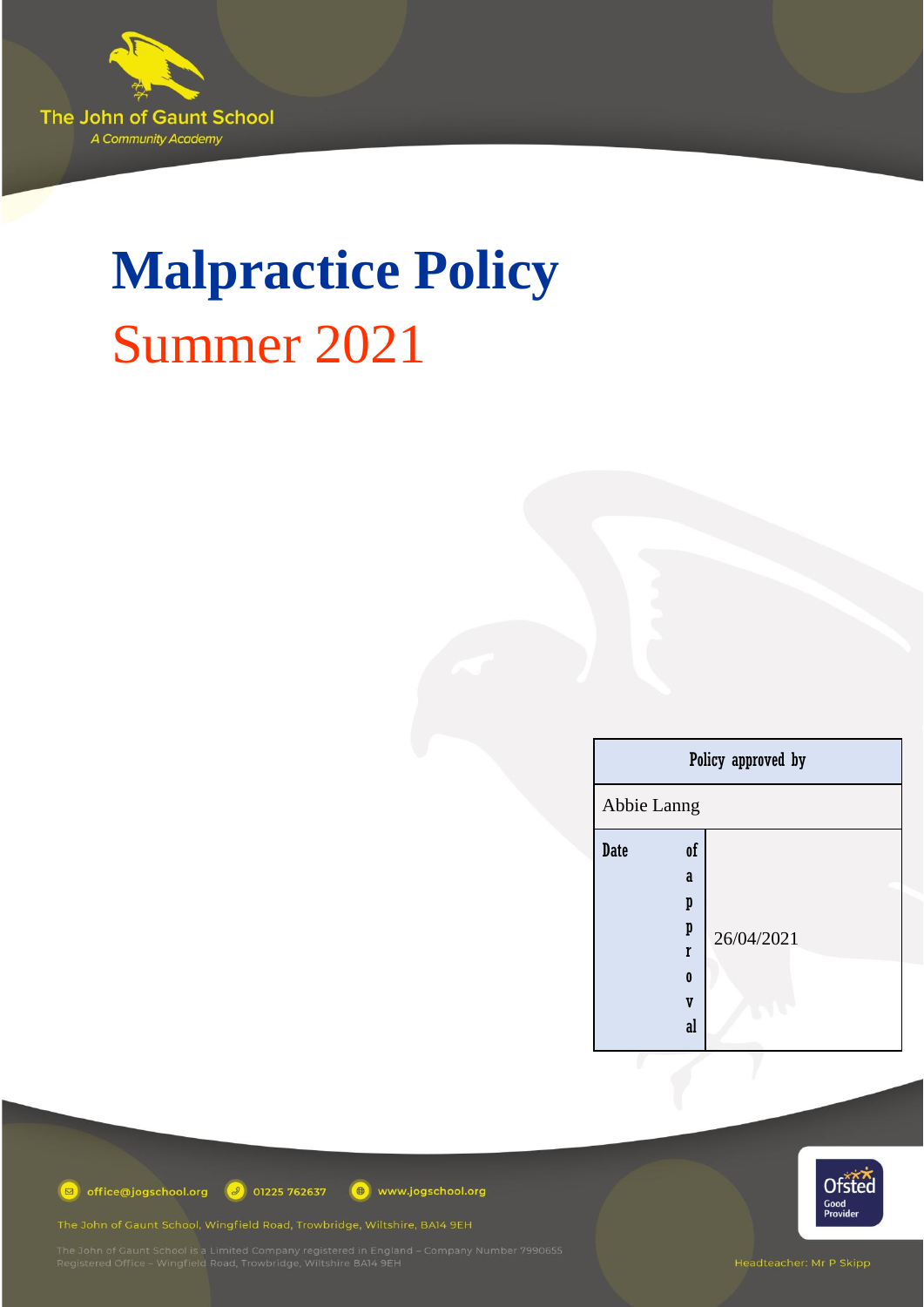The John of Gaunt School
*A Community Academy*

# Malpractice Policy

## Summer 2021

| Policy approved by | |
|---|---|
| Abbie Lanng | |
| Date of approval | 26/04/2021 |

office@jogschool.org 01225 762637 www.jogschool.org

The John of Gaunt School, Wingfield Road, Trowbridge, Wiltshire, BA14 9EH

The John of Gaunt School is a Limited Company registered in England – Company Number 7990655
Registered Office – Wingfield Road, Trowbridge, Wiltshire BA14 9EH

Ofsted Good Provider

Headteacher: Mr P Skipp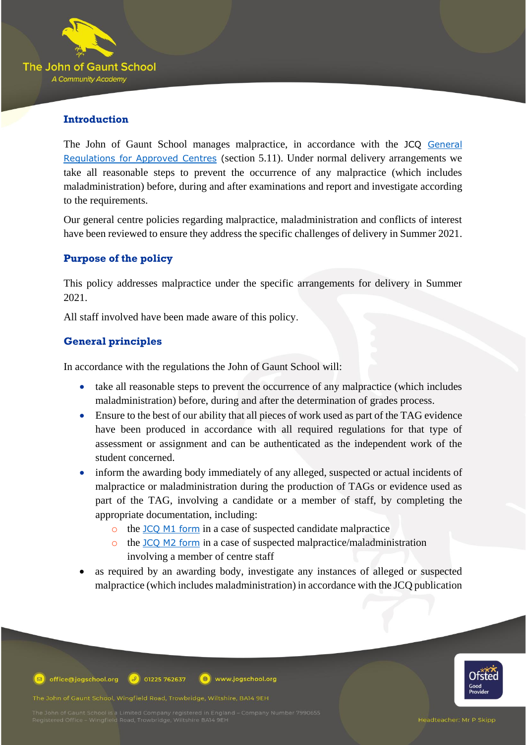## Introduction

The John of Gaunt School manages malpractice, in accordance with the JCQ [General Regulations for Approved Centres] (section 5.11). Under normal delivery arrangements we take all reasonable steps to prevent the occurrence of any malpractice (which includes maladministration) before, during and after examinations and report and investigate according to the requirements.

Our general centre policies regarding malpractice, maladministration and conflicts of interest have been reviewed to ensure they address the specific challenges of delivery in Summer 2021.

## Purpose of the policy

This policy addresses malpractice under the specific arrangements for delivery in Summer 2021.

All staff involved have been made aware of this policy.

## General principles

In accordance with the regulations the John of Gaunt School will:

- take all reasonable steps to prevent the occurrence of any malpractice (which includes maladministration) before, during and after the determination of grades process.
- Ensure to the best of our ability that all pieces of work used as part of the TAG evidence have been produced in accordance with all required regulations for that type of assessment or assignment and can be authenticated as the independent work of the student concerned.
- inform the awarding body immediately of any alleged, suspected or actual incidents of malpractice or maladministration during the production of TAGs or evidence used as part of the TAG, involving a candidate or a member of staff, by completing the appropriate documentation, including:
  - the JCQ M1 form in a case of suspected candidate malpractice
  - the JCQ M2 form in a case of suspected malpractice/maladministration involving a member of centre staff
- as required by an awarding body, investigate any instances of alleged or suspected malpractice (which includes maladministration) in accordance with the JCQ publication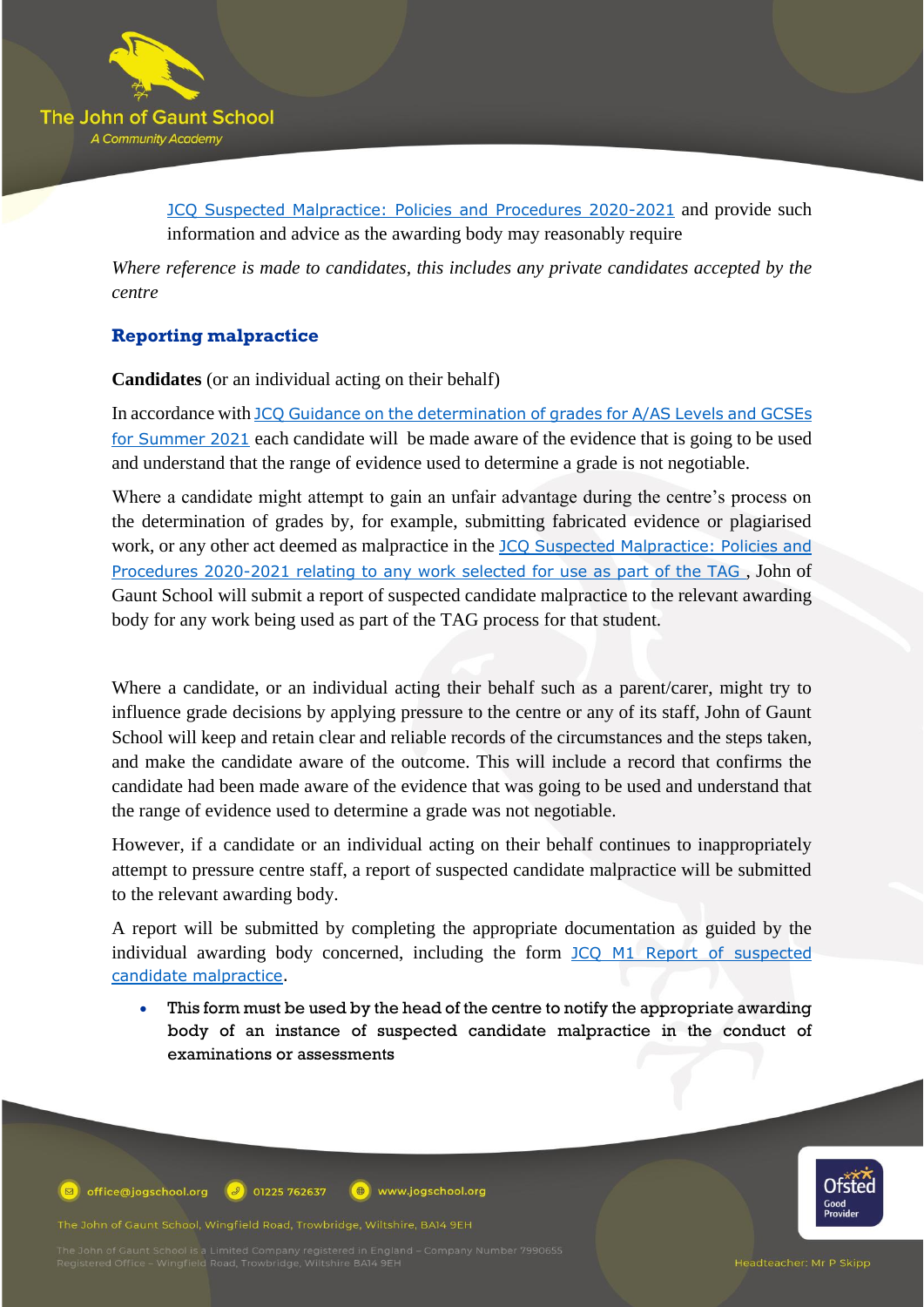JCQ Suspected Malpractice: Policies and Procedures 2020-2021 and provide such information and advice as the awarding body may reasonably require

*Where reference is made to candidates, this includes any private candidates accepted by the centre*

## Reporting malpractice

**Candidates** (or an individual acting on their behalf)

In accordance with JCQ Guidance on the determination of grades for A/AS Levels and GCSEs for Summer 2021 each candidate will be made aware of the evidence that is going to be used and understand that the range of evidence used to determine a grade is not negotiable.

Where a candidate might attempt to gain an unfair advantage during the centre's process on the determination of grades by, for example, submitting fabricated evidence or plagiarised work, or any other act deemed as malpractice in the JCQ Suspected Malpractice: Policies and Procedures 2020-2021 relating to any work selected for use as part of the TAG , John of Gaunt School will submit a report of suspected candidate malpractice to the relevant awarding body for any work being used as part of the TAG process for that student.

Where a candidate, or an individual acting their behalf such as a parent/carer, might try to influence grade decisions by applying pressure to the centre or any of its staff, John of Gaunt School will keep and retain clear and reliable records of the circumstances and the steps taken, and make the candidate aware of the outcome. This will include a record that confirms the candidate had been made aware of the evidence that was going to be used and understand that the range of evidence used to determine a grade was not negotiable.

However, if a candidate or an individual acting on their behalf continues to inappropriately attempt to pressure centre staff, a report of suspected candidate malpractice will be submitted to the relevant awarding body.

A report will be submitted by completing the appropriate documentation as guided by the individual awarding body concerned, including the form JCQ M1 Report of suspected candidate malpractice.

- This form must be used by the head of the centre to notify the appropriate awarding body of an instance of suspected candidate malpractice in the conduct of examinations or assessments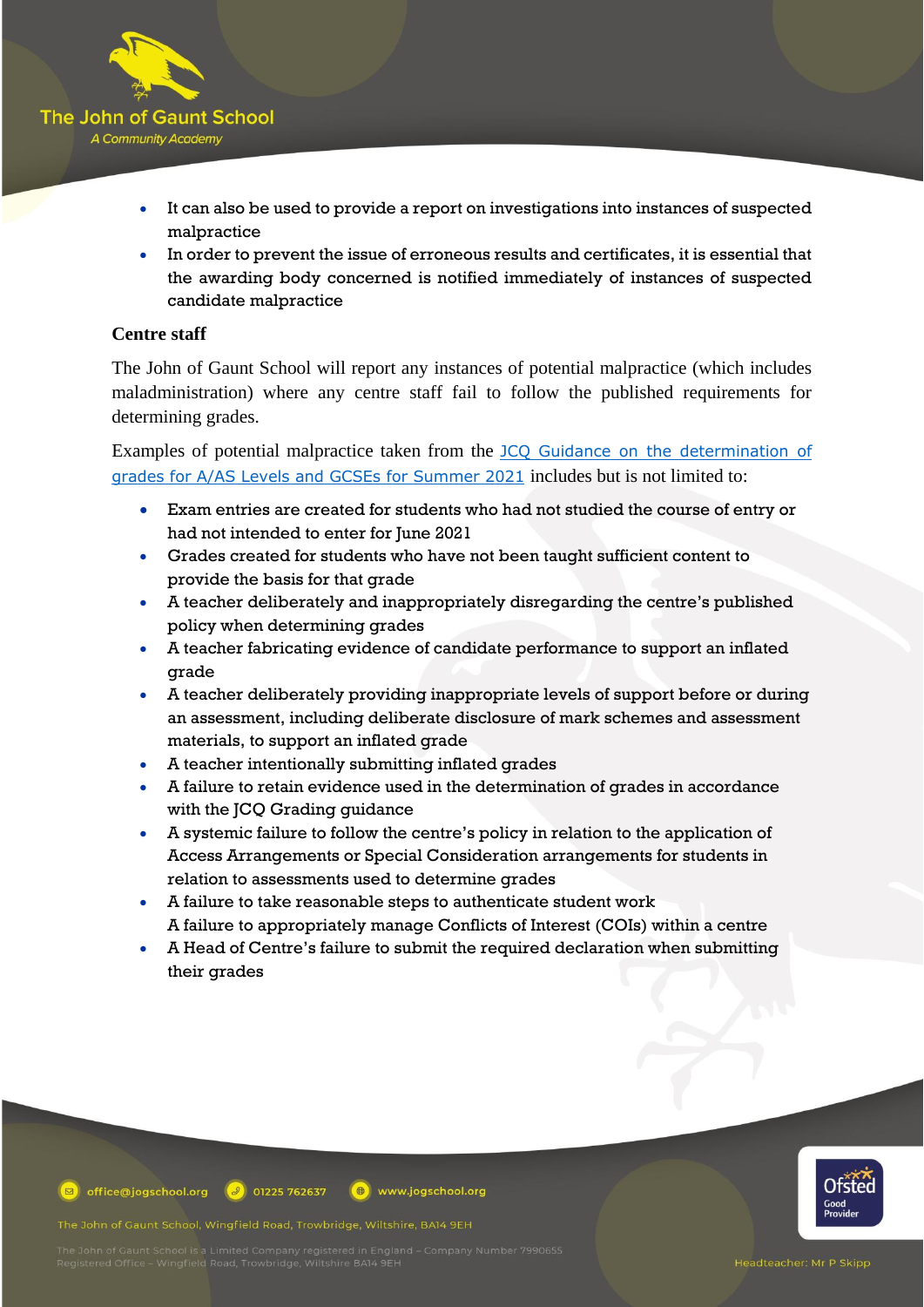- It can also be used to provide a report on investigations into instances of suspected malpractice
- In order to prevent the issue of erroneous results and certificates, it is essential that the awarding body concerned is notified immediately of instances of suspected candidate malpractice

**Centre staff**

The John of Gaunt School will report any instances of potential malpractice (which includes maladministration) where any centre staff fail to follow the published requirements for determining grades.

Examples of potential malpractice taken from the [JCQ Guidance on the determination of grades for A/AS Levels and GCSEs for Summer 2021](#) includes but is not limited to:

- Exam entries are created for students who had not studied the course of entry or had not intended to enter for June 2021
- Grades created for students who have not been taught sufficient content to provide the basis for that grade
- A teacher deliberately and inappropriately disregarding the centre's published policy when determining grades
- A teacher fabricating evidence of candidate performance to support an inflated grade
- A teacher deliberately providing inappropriate levels of support before or during an assessment, including deliberate disclosure of mark schemes and assessment materials, to support an inflated grade
- A teacher intentionally submitting inflated grades
- A failure to retain evidence used in the determination of grades in accordance with the JCQ Grading guidance
- A systemic failure to follow the centre's policy in relation to the application of Access Arrangements or Special Consideration arrangements for students in relation to assessments used to determine grades
- A failure to take reasonable steps to authenticate student work
  A failure to appropriately manage Conflicts of Interest (COIs) within a centre
- A Head of Centre's failure to submit the required declaration when submitting their grades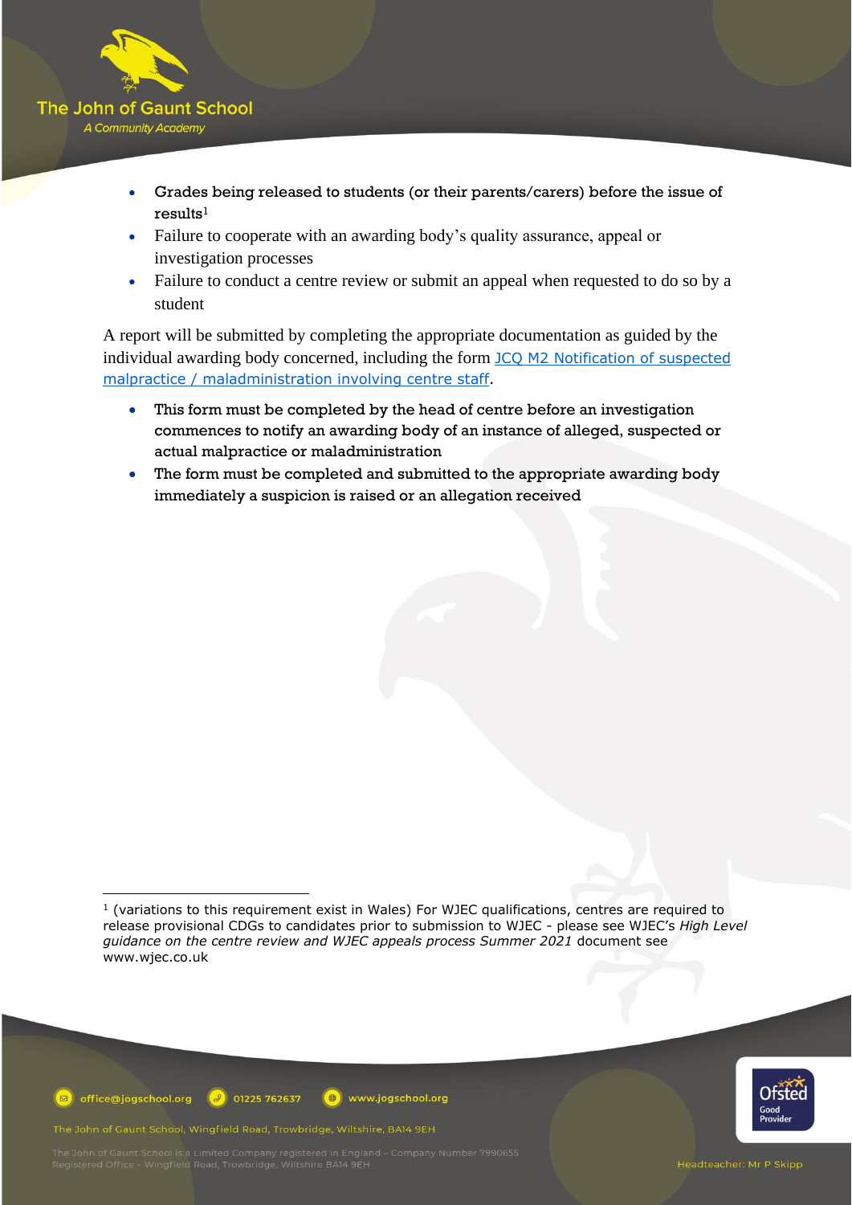- Grades being released to students (or their parents/carers) before the issue of results[1]
- Failure to cooperate with an awarding body's quality assurance, appeal or investigation processes
- Failure to conduct a centre review or submit an appeal when requested to do so by a student

A report will be submitted by completing the appropriate documentation as guided by the individual awarding body concerned, including the form [JCQ M2 Notification of suspected malpractice / maladministration involving centre staff](#).

- This form must be completed by the head of centre before an investigation commences to notify an awarding body of an instance of alleged, suspected or actual malpractice or maladministration
- The form must be completed and submitted to the appropriate awarding body immediately a suspicion is raised or an allegation received

[1] (variations to this requirement exist in Wales) For WJEC qualifications, centres are required to release provisional CDGs to candidates prior to submission to WJEC - please see WJEC's *High Level guidance on the centre review and WJEC appeals process Summer 2021* document see www.wjec.co.uk